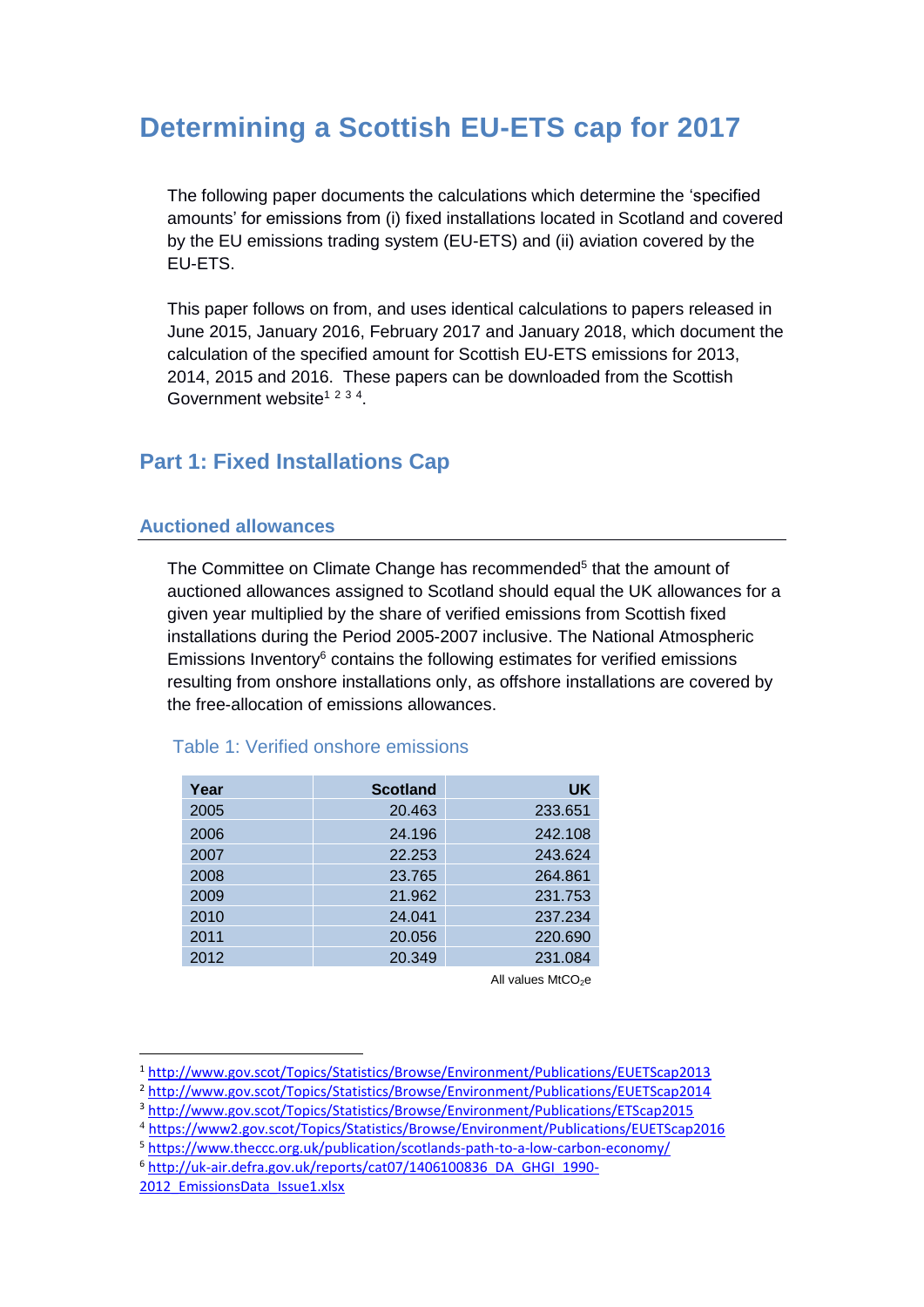# Determining a Scottish EU-ETS cap for 2017

The following paper documents the calculations which determine the 'specified amounts' for emissions from (i) fixed installations located in Scotland and covered by the EU emissions trading system (EU-ETS) and (ii) aviation covered by the EU-ETS.

This paper follows on from, and uses identical calculations to papers released in June 2015, January 2016, February 2017 and January 2018, which document the calculation of the specified amount for Scottish EU-ETS emissions for 2013, 2014, 2015 and 2016. These papers can be downloaded from the Scottish Government website[1 2 3 4].

## Part 1: Fixed Installations Cap

### Auctioned allowances

The Committee on Climate Change has recommended[5] that the amount of auctioned allowances assigned to Scotland should equal the UK allowances for a given year multiplied by the share of verified emissions from Scottish fixed installations during the Period 2005-2007 inclusive. The National Atmospheric Emissions Inventory[6] contains the following estimates for verified emissions resulting from onshore installations only, as offshore installations are covered by the free-allocation of emissions allowances.

Table 1: Verified onshore emissions

| Year | Scotland | UK |
|---|---|---|
| 2005 | 20.463 | 233.651 |
| 2006 | 24.196 | 242.108 |
| 2007 | 22.253 | 243.624 |
| 2008 | 23.765 | 264.861 |
| 2009 | 21.962 | 231.753 |
| 2010 | 24.041 | 237.234 |
| 2011 | 20.056 | 220.690 |
| 2012 | 20.349 | 231.084 |

All values $MtCO_2e$

[1] http://www.gov.scot/Topics/Statistics/Browse/Environment/Publications/EUETScap2013

[2] http://www.gov.scot/Topics/Statistics/Browse/Environment/Publications/EUETScap2014

[3] http://www.gov.scot/Topics/Statistics/Browse/Environment/Publications/ETScap2015

[4] https://www2.gov.scot/Topics/Statistics/Browse/Environment/Publications/EUETScap2016

[5] https://www.theccc.org.uk/publication/scotlands-path-to-a-low-carbon-economy/

[6] http://uk-air.defra.gov.uk/reports/cat07/1406100836_DA_GHGI_1990-2012_EmissionsData_Issue1.xlsx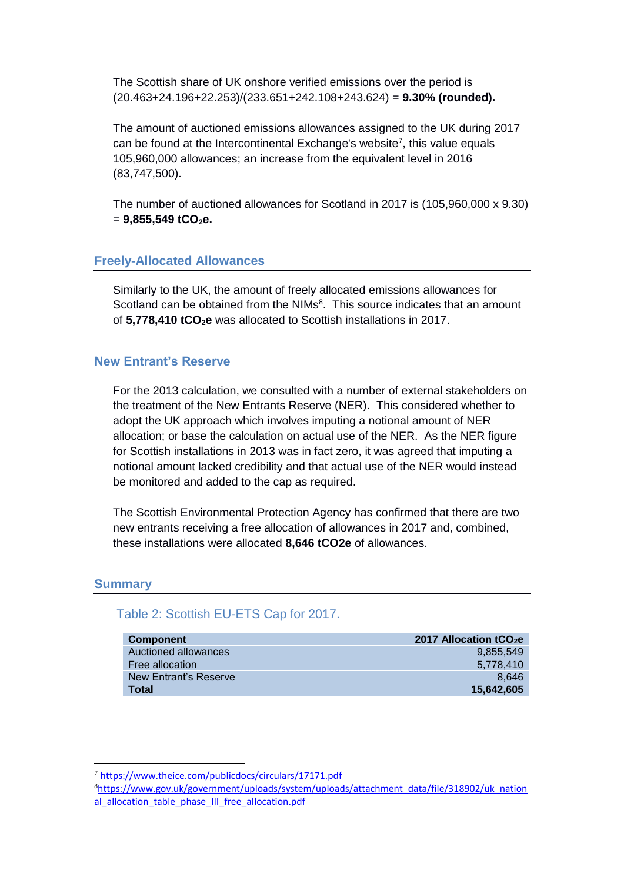The Scottish share of UK onshore verified emissions over the period is (20.463+24.196+22.253)/(233.651+242.108+243.624) = **9.30% (rounded).**

The amount of auctioned emissions allowances assigned to the UK during 2017 can be found at the Intercontinental Exchange's website[7], this value equals 105,960,000 allowances; an increase from the equivalent level in 2016 (83,747,500).

The number of auctioned allowances for Scotland in 2017 is (105,960,000 x 9.30) = **9,855,549 $tCO_2e$.**

## Freely-Allocated Allowances

Similarly to the UK, the amount of freely allocated emissions allowances for Scotland can be obtained from the NIMs[8]. This source indicates that an amount of **5,778,410 $tCO_2e$** was allocated to Scottish installations in 2017.

## New Entrant's Reserve

For the 2013 calculation, we consulted with a number of external stakeholders on the treatment of the New Entrants Reserve (NER). This considered whether to adopt the UK approach which involves imputing a notional amount of NER allocation; or base the calculation on actual use of the NER. As the NER figure for Scottish installations in 2013 was in fact zero, it was agreed that imputing a notional amount lacked credibility and that actual use of the NER would instead be monitored and added to the cap as required.

The Scottish Environmental Protection Agency has confirmed that there are two new entrants receiving a free allocation of allowances in 2017 and, combined, these installations were allocated **8,646 tCO2e** of allowances.

## Summary

### Table 2: Scottish EU-ETS Cap for 2017.

| Component | 2017 Allocation $tCO_2e$ |
|---|---:|
| Auctioned allowances | 9,855,549 |
| Free allocation | 5,778,410 |
| New Entrant's Reserve | 8,646 |
| **Total** | **15,642,605** |

[7] https://www.theice.com/publicdocs/circulars/17171.pdf

[8] https://www.gov.uk/government/uploads/system/uploads/attachment_data/file/318902/uk_national_allocation_table_phase_III_free_allocation.pdf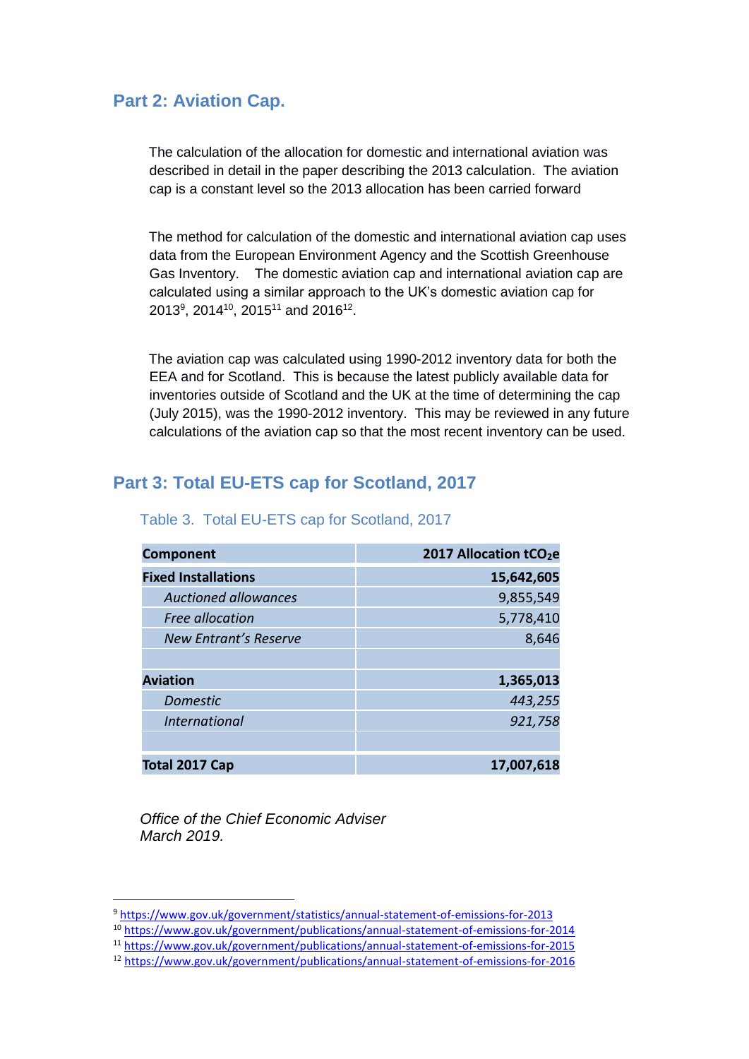## Part 2: Aviation Cap.

The calculation of the allocation for domestic and international aviation was described in detail in the paper describing the 2013 calculation. The aviation cap is a constant level so the 2013 allocation has been carried forward

The method for calculation of the domestic and international aviation cap uses data from the European Environment Agency and the Scottish Greenhouse Gas Inventory. The domestic aviation cap and international aviation cap are calculated using a similar approach to the UK's domestic aviation cap for 2013[9], 2014[10], 2015[11] and 2016[12].

The aviation cap was calculated using 1990-2012 inventory data for both the EEA and for Scotland. This is because the latest publicly available data for inventories outside of Scotland and the UK at the time of determining the cap (July 2015), was the 1990-2012 inventory. This may be reviewed in any future calculations of the aviation cap so that the most recent inventory can be used.

## Part 3: Total EU-ETS cap for Scotland, 2017

Table 3. Total EU-ETS cap for Scotland, 2017

| **Component** | **2017 Allocation $tCO_2e$** |
|---|---:|
| **Fixed Installations** | **15,642,605** |
| *Auctioned allowances* | 9,855,549 |
| *Free allocation* | 5,778,410 |
| *New Entrant's Reserve* | 8,646 |
| | |
| **Aviation** | **1,365,013** |
| *Domestic* | *443,255* |
| *International* | *921,758* |
| | |
| **Total 2017 Cap** | **17,007,618** |

*Office of the Chief Economic Adviser*
*March 2019.*

[9] https://www.gov.uk/government/statistics/annual-statement-of-emissions-for-2013
[10] https://www.gov.uk/government/publications/annual-statement-of-emissions-for-2014
[11] https://www.gov.uk/government/publications/annual-statement-of-emissions-for-2015
[12] https://www.gov.uk/government/publications/annual-statement-of-emissions-for-2016